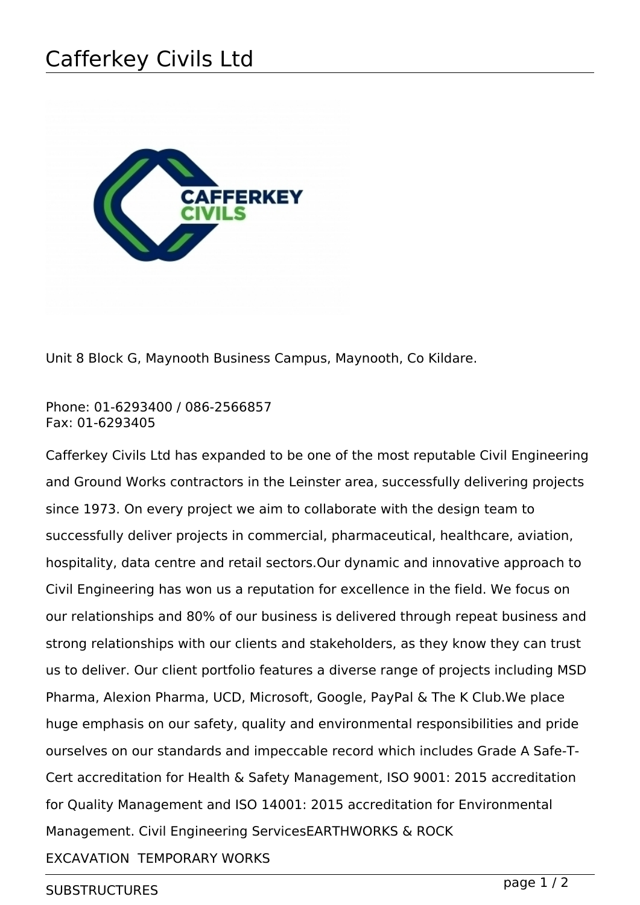# Cafferkey Civils Ltd

Unit 8 Block G, Maynooth Business Campus, Maynooth, Co Kildare.

Phone: 01-6293400 / 086-2566857
Fax: 01-6293405

Cafferkey Civils Ltd has expanded to be one of the most reputable Civil Engineering and Ground Works contractors in the Leinster area, successfully delivering projects since 1973. On every project we aim to collaborate with the design team to successfully deliver projects in commercial, pharmaceutical, healthcare, aviation, hospitality, data centre and retail sectors.Our dynamic and innovative approach to Civil Engineering has won us a reputation for excellence in the field. We focus on our relationships and 80% of our business is delivered through repeat business and strong relationships with our clients and stakeholders, as they know they can trust us to deliver. Our client portfolio features a diverse range of projects including MSD Pharma, Alexion Pharma, UCD, Microsoft, Google, PayPal & The K Club.We place huge emphasis on our safety, quality and environmental responsibilities and pride ourselves on our standards and impeccable record which includes Grade A Safe-T-Cert accreditation for Health & Safety Management, ISO 9001: 2015 accreditation for Quality Management and ISO 14001: 2015 accreditation for Environmental Management. Civil Engineering ServicesEARTHWORKS & ROCK EXCAVATION  TEMPORARY WORKS

SUBSTRUCTURES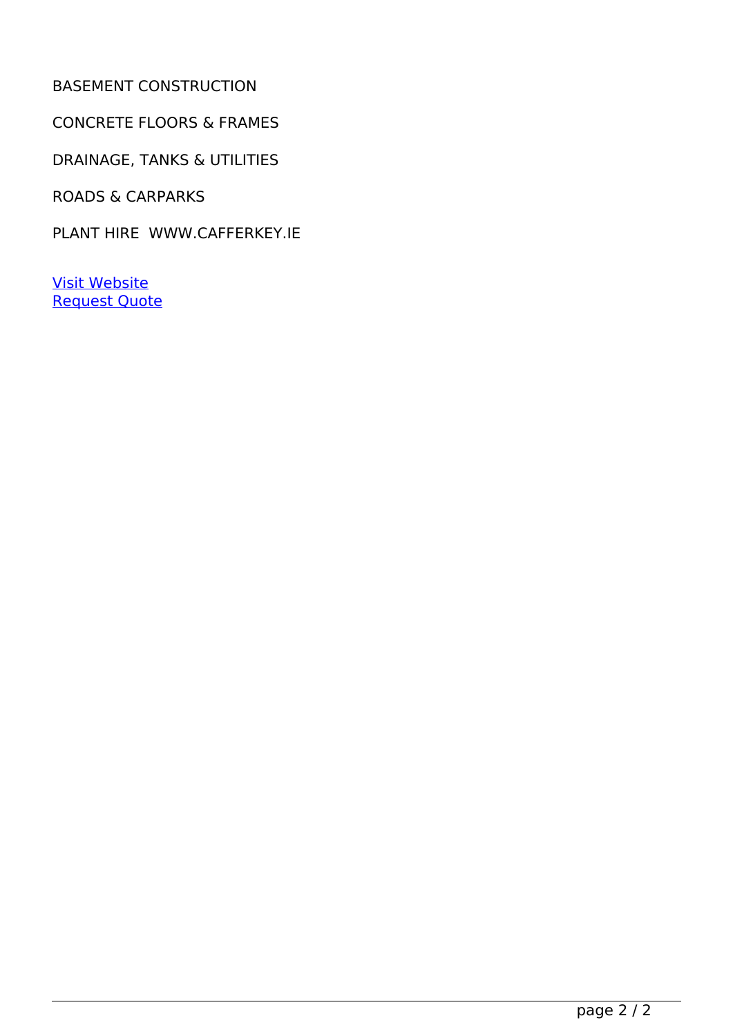BASEMENT CONSTRUCTION

CONCRETE FLOORS & FRAMES

DRAINAGE, TANKS & UTILITIES

ROADS & CARPARKS

PLANT HIRE  WWW.CAFFERKEY.IE

Visit Website
Request Quote